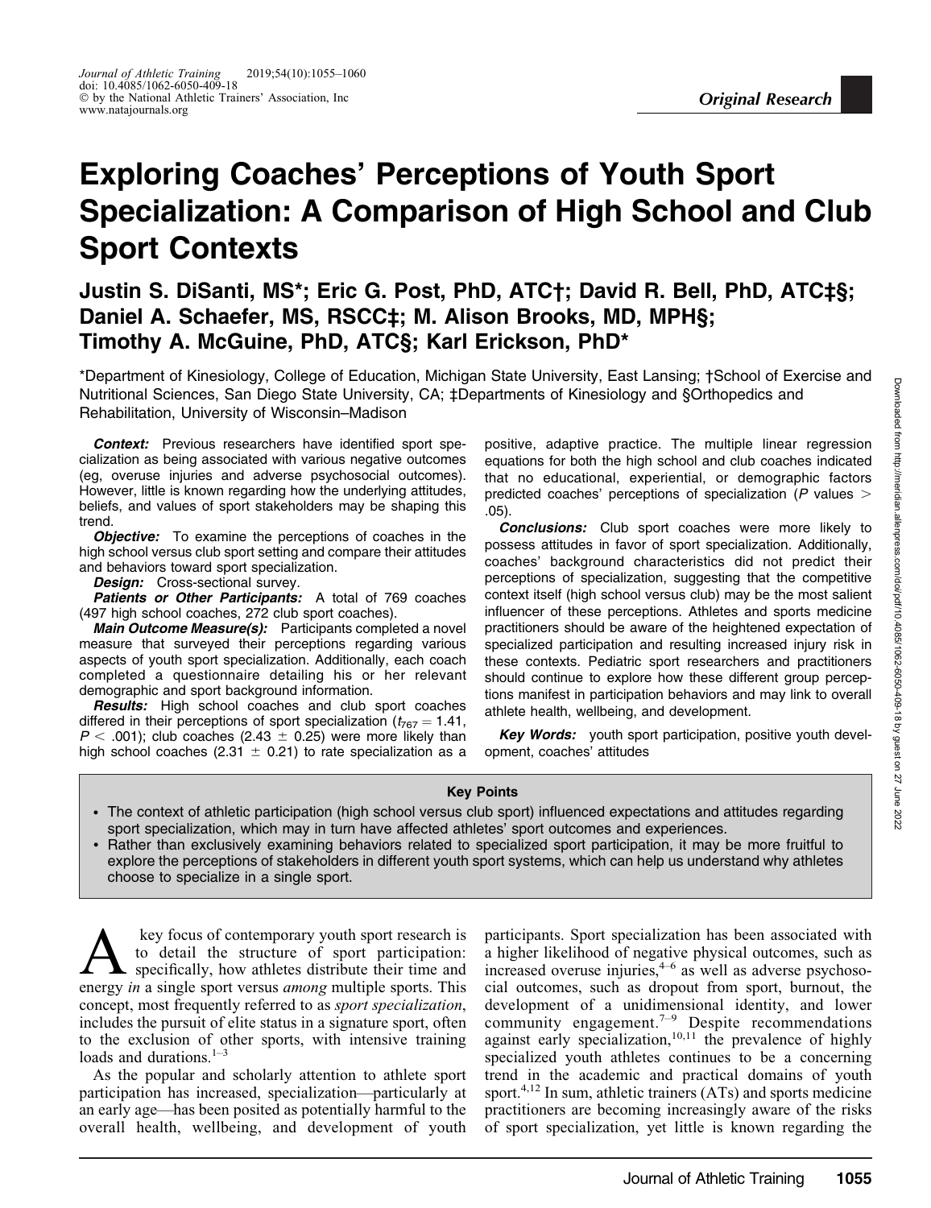Original Research

# Exploring Coaches' Perceptions of Youth Sport Specialization: A Comparison of High School and Club Sport Contexts

**Justin S. DiSanti, MS\*; Eric G. Post, PhD, ATC†; David R. Bell, PhD, ATC‡§; Daniel A. Schaefer, MS, RSCC‡; M. Alison Brooks, MD, MPH§; Timothy A. McGuine, PhD, ATC§; Karl Erickson, PhD\***

\*Department of Kinesiology, College of Education, Michigan State University, East Lansing; †School of Exercise and Nutritional Sciences, San Diego State University, CA; ‡Departments of Kinesiology and §Orthopedics and Rehabilitation, University of Wisconsin–Madison

***Context:*** Previous researchers have identified sport specialization as being associated with various negative outcomes (eg, overuse injuries and adverse psychosocial outcomes). However, little is known regarding how the underlying attitudes, beliefs, and values of sport stakeholders may be shaping this trend.

***Objective:*** To examine the perceptions of coaches in the high school versus club sport setting and compare their attitudes and behaviors toward sport specialization.

***Design:*** Cross-sectional survey.

***Patients or Other Participants:*** A total of 769 coaches (497 high school coaches, 272 club sport coaches).

***Main Outcome Measure(s):*** Participants completed a novel measure that surveyed their perceptions regarding various aspects of youth sport specialization. Additionally, each coach completed a questionnaire detailing his or her relevant demographic and sport background information.

***Results:*** High school coaches and club sport coaches differed in their perceptions of sport specialization ($t_{767} = 1.41$, $P < .001$); club coaches ($2.43 \pm 0.25$) were more likely than high school coaches ($2.31 \pm 0.21$) to rate specialization as a positive, adaptive practice. The multiple linear regression equations for both the high school and club coaches indicated that no educational, experiential, or demographic factors predicted coaches' perceptions of specialization ($P$ values $>$ .05).

***Conclusions:*** Club sport coaches were more likely to possess attitudes in favor of sport specialization. Additionally, coaches' background characteristics did not predict their perceptions of specialization, suggesting that the competitive context itself (high school versus club) may be the most salient influencer of these perceptions. Athletes and sports medicine practitioners should be aware of the heightened expectation of specialized participation and resulting increased injury risk in these contexts. Pediatric sport researchers and practitioners should continue to explore how these different group perceptions manifest in participation behaviors and may link to overall athlete health, wellbeing, and development.

***Key Words:*** youth sport participation, positive youth development, coaches' attitudes

**Key Points**

- The context of athletic participation (high school versus club sport) influenced expectations and attitudes regarding sport specialization, which may in turn have affected athletes' sport outcomes and experiences.
- Rather than exclusively examining behaviors related to specialized sport participation, it may be more fruitful to explore the perceptions of stakeholders in different youth sport systems, which can help us understand why athletes choose to specialize in a single sport.

A key focus of contemporary youth sport research is to detail the structure of sport participation: specifically, how athletes distribute their time and energy *in* a single sport versus *among* multiple sports. This concept, most frequently referred to as *sport specialization*, includes the pursuit of elite status in a signature sport, often to the exclusion of other sports, with intensive training loads and durations.[1–3]

As the popular and scholarly attention to athlete sport participation has increased, specialization—particularly at an early age—has been posited as potentially harmful to the overall health, wellbeing, and development of youth participants. Sport specialization has been associated with a higher likelihood of negative physical outcomes, such as increased overuse injuries,[4–6] as well as adverse psychosocial outcomes, such as dropout from sport, burnout, the development of a unidimensional identity, and lower community engagement.[7–9] Despite recommendations against early specialization,[10,11] the prevalence of highly specialized youth athletes continues to be a concerning trend in the academic and practical domains of youth sport.[4,12] In sum, athletic trainers (ATs) and sports medicine practitioners are becoming increasingly aware of the risks of sport specialization, yet little is known regarding the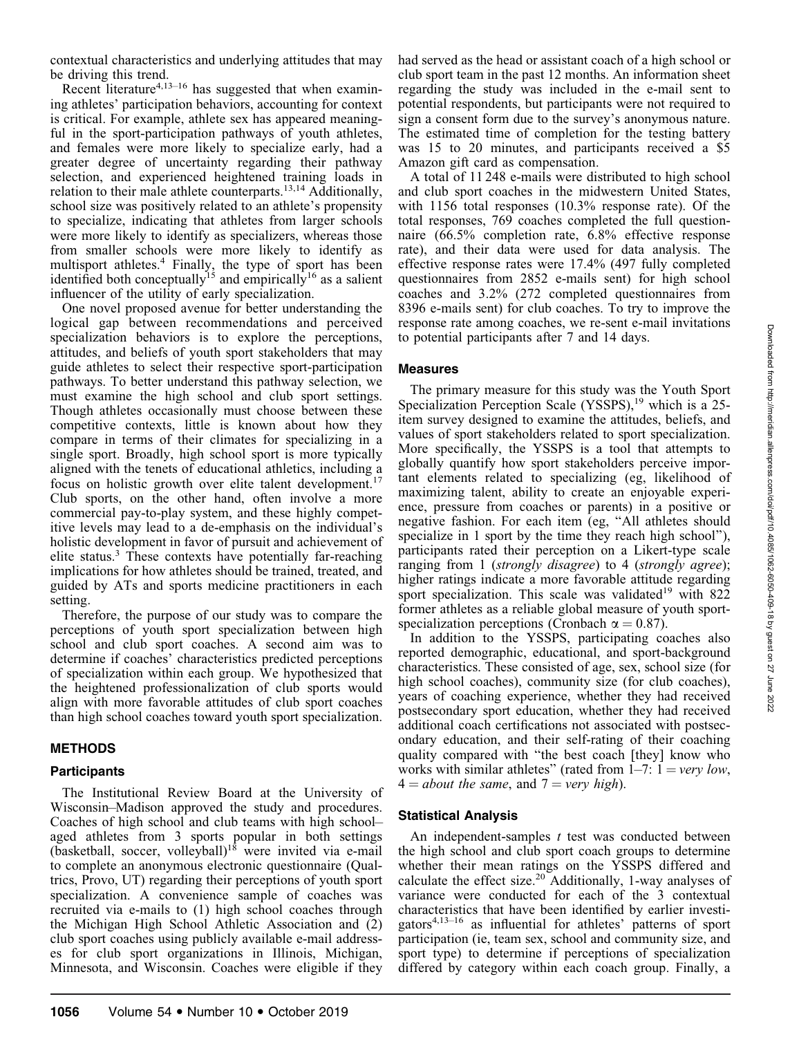contextual characteristics and underlying attitudes that may be driving this trend.

Recent literature[4,13–16] has suggested that when examining athletes' participation behaviors, accounting for context is critical. For example, athlete sex has appeared meaningful in the sport-participation pathways of youth athletes, and females were more likely to specialize early, had a greater degree of uncertainty regarding their pathway selection, and experienced heightened training loads in relation to their male athlete counterparts.[13,14] Additionally, school size was positively related to an athlete's propensity to specialize, indicating that athletes from larger schools were more likely to identify as specializers, whereas those from smaller schools were more likely to identify as multisport athletes.[4] Finally, the type of sport has been identified both conceptually[15] and empirically[16] as a salient influencer of the utility of early specialization.

One novel proposed avenue for better understanding the logical gap between recommendations and perceived specialization behaviors is to explore the perceptions, attitudes, and beliefs of youth sport stakeholders that may guide athletes to select their respective sport-participation pathways. To better understand this pathway selection, we must examine the high school and club sport settings. Though athletes occasionally must choose between these competitive contexts, little is known about how they compare in terms of their climates for specializing in a single sport. Broadly, high school sport is more typically aligned with the tenets of educational athletics, including a focus on holistic growth over elite talent development.[17] Club sports, on the other hand, often involve a more commercial pay-to-play system, and these highly competitive levels may lead to a de-emphasis on the individual's holistic development in favor of pursuit and achievement of elite status.[3] These contexts have potentially far-reaching implications for how athletes should be trained, treated, and guided by ATs and sports medicine practitioners in each setting.

Therefore, the purpose of our study was to compare the perceptions of youth sport specialization between high school and club sport coaches. A second aim was to determine if coaches' characteristics predicted perceptions of specialization within each group. We hypothesized that the heightened professionalization of club sports would align with more favorable attitudes of club sport coaches than high school coaches toward youth sport specialization.

## METHODS

### Participants

The Institutional Review Board at the University of Wisconsin–Madison approved the study and procedures. Coaches of high school and club teams with high school–aged athletes from 3 sports popular in both settings (basketball, soccer, volleyball)[18] were invited via e-mail to complete an anonymous electronic questionnaire (Qualtrics, Provo, UT) regarding their perceptions of youth sport specialization. A convenience sample of coaches was recruited via e-mails to (1) high school coaches through the Michigan High School Athletic Association and (2) club sport coaches using publicly available e-mail addresses for club sport organizations in Illinois, Michigan, Minnesota, and Wisconsin. Coaches were eligible if they had served as the head or assistant coach of a high school or club sport team in the past 12 months. An information sheet regarding the study was included in the e-mail sent to potential respondents, but participants were not required to sign a consent form due to the survey's anonymous nature. The estimated time of completion for the testing battery was 15 to 20 minutes, and participants received a $5 Amazon gift card as compensation.

A total of 11 248 e-mails were distributed to high school and club sport coaches in the midwestern United States, with 1156 total responses (10.3% response rate). Of the total responses, 769 coaches completed the full questionnaire (66.5% completion rate, 6.8% effective response rate), and their data were used for data analysis. The effective response rates were 17.4% (497 fully completed questionnaires from 2852 e-mails sent) for high school coaches and 3.2% (272 completed questionnaires from 8396 e-mails sent) for club coaches. To try to improve the response rate among coaches, we re-sent e-mail invitations to potential participants after 7 and 14 days.

### Measures

The primary measure for this study was the Youth Sport Specialization Perception Scale (YSSPS),[19] which is a 25-item survey designed to examine the attitudes, beliefs, and values of sport stakeholders related to sport specialization. More specifically, the YSSPS is a tool that attempts to globally quantify how sport stakeholders perceive important elements related to specializing (eg, likelihood of maximizing talent, ability to create an enjoyable experience, pressure from coaches or parents) in a positive or negative fashion. For each item (eg, "All athletes should specialize in 1 sport by the time they reach high school"), participants rated their perception on a Likert-type scale ranging from 1 (*strongly disagree*) to 4 (*strongly agree*); higher ratings indicate a more favorable attitude regarding sport specialization. This scale was validated[19] with 822 former athletes as a reliable global measure of youth sport-specialization perceptions (Cronbach $\alpha = 0.87$).

In addition to the YSSPS, participating coaches also reported demographic, educational, and sport-background characteristics. These consisted of age, sex, school size (for high school coaches), community size (for club coaches), years of coaching experience, whether they had received postsecondary sport education, whether they had received additional coach certifications not associated with postsecondary education, and their self-rating of their coaching quality compared with "the best coach [they] know who works with similar athletes" (rated from 1–7: 1 = *very low*, 4 = *about the same*, and 7 = *very high*).

### Statistical Analysis

An independent-samples *t* test was conducted between the high school and club sport coach groups to determine whether their mean ratings on the YSSPS differed and calculate the effect size.[20] Additionally, 1-way analyses of variance were conducted for each of the 3 contextual characteristics that have been identified by earlier investigators[4,13–16] as influential for athletes' patterns of sport participation (ie, team sex, school and community size, and sport type) to determine if perceptions of specialization differed by category within each coach group. Finally, a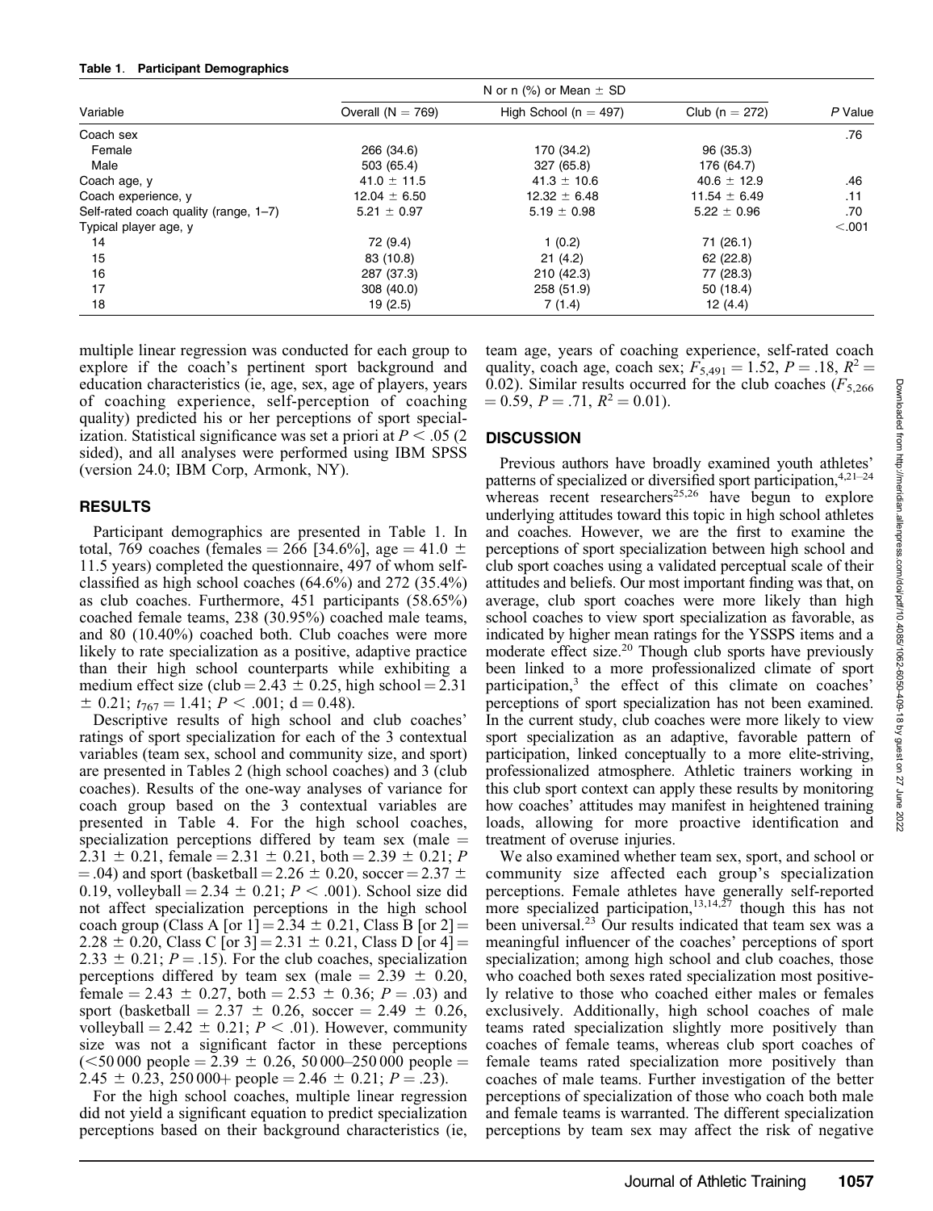**Table 1. Participant Demographics**

| Variable | N or n (%) or Mean ± SD | | | P Value |
|---|---|---|---|---|
| | Overall (N = 769) | High School (n = 497) | Club (n = 272) | |
| Coach sex | | | | .76 |
| Female | 266 (34.6) | 170 (34.2) | 96 (35.3) | |
| Male | 503 (65.4) | 327 (65.8) | 176 (64.7) | |
| Coach age, y | 41.0 ± 11.5 | 41.3 ± 10.6 | 40.6 ± 12.9 | .46 |
| Coach experience, y | 12.04 ± 6.50 | 12.32 ± 6.48 | 11.54 ± 6.49 | .11 |
| Self-rated coach quality (range, 1–7) | 5.21 ± 0.97 | 5.19 ± 0.98 | 5.22 ± 0.96 | .70 |
| Typical player age, y | | | | <.001 |
| 14 | 72 (9.4) | 1 (0.2) | 71 (26.1) | |
| 15 | 83 (10.8) | 21 (4.2) | 62 (22.8) | |
| 16 | 287 (37.3) | 210 (42.3) | 77 (28.3) | |
| 17 | 308 (40.0) | 258 (51.9) | 50 (18.4) | |
| 18 | 19 (2.5) | 7 (1.4) | 12 (4.4) | |

multiple linear regression was conducted for each group to explore if the coach's pertinent sport background and education characteristics (ie, age, sex, age of players, years of coaching experience, self-perception of coaching quality) predicted his or her perceptions of sport specialization. Statistical significance was set a priori at $P < .05$ (2 sided), and all analyses were performed using IBM SPSS (version 24.0; IBM Corp, Armonk, NY).

## RESULTS

Participant demographics are presented in Table 1. In total, 769 coaches (females = 266 [34.6%], age = 41.0 ± 11.5 years) completed the questionnaire, 497 of whom self-classified as high school coaches (64.6%) and 272 (35.4%) as club coaches. Furthermore, 451 participants (58.65%) coached female teams, 238 (30.95%) coached male teams, and 80 (10.40%) coached both. Club coaches were more likely to rate specialization as a positive, adaptive practice than their high school counterparts while exhibiting a medium effect size (club = 2.43 ± 0.25, high school = 2.31 ± 0.21; $t_{767} = 1.41$; $P < .001$; d = 0.48).

Descriptive results of high school and club coaches' ratings of sport specialization for each of the 3 contextual variables (team sex, school and community size, and sport) are presented in Tables 2 (high school coaches) and 3 (club coaches). Results of the one-way analyses of variance for coach group based on the 3 contextual variables are presented in Table 4. For the high school coaches, specialization perceptions differed by team sex (male = 2.31 ± 0.21, female = 2.31 ± 0.21, both = 2.39 ± 0.21; $P = .04$) and sport (basketball = 2.26 ± 0.20, soccer = 2.37 ± 0.19, volleyball = 2.34 ± 0.21; $P < .001$). School size did not affect specialization perceptions in the high school coach group (Class A [or 1] = 2.34 ± 0.21, Class B [or 2] = 2.28 ± 0.20, Class C [or 3] = 2.31 ± 0.21, Class D [or 4] = 2.33 ± 0.21; $P = .15$). For the club coaches, specialization perceptions differed by team sex (male = 2.39 ± 0.20, female = 2.43 ± 0.27, both = 2.53 ± 0.36; $P = .03$) and sport (basketball = 2.37 ± 0.26, soccer = 2.49 ± 0.26, volleyball = 2.42 ± 0.21; $P < .01$). However, community size was not a significant factor in these perceptions (<50 000 people = 2.39 ± 0.26, 50 000–250 000 people = 2.45 ± 0.23, 250 000+ people = 2.46 ± 0.21; $P = .23$).

For the high school coaches, multiple linear regression did not yield a significant equation to predict specialization perceptions based on their background characteristics (ie, team age, years of coaching experience, self-rated coach quality, coach age, coach sex; $F_{5,491} = 1.52$, $P = .18$, $R^2 = 0.02$). Similar results occurred for the club coaches ($F_{5,266} = 0.59$, $P = .71$, $R^2 = 0.01$).

## DISCUSSION

Previous authors have broadly examined youth athletes' patterns of specialized or diversified sport participation,[4,21–24] whereas recent researchers[25,26] have begun to explore underlying attitudes toward this topic in high school athletes and coaches. However, we are the first to examine the perceptions of sport specialization between high school and club sport coaches using a validated perceptual scale of their attitudes and beliefs. Our most important finding was that, on average, club sport coaches were more likely than high school coaches to view sport specialization as favorable, as indicated by higher mean ratings for the YSSPS items and a moderate effect size.[20] Though club sports have previously been linked to a more professionalized climate of sport participation,[3] the effect of this climate on coaches' perceptions of sport specialization has not been examined. In the current study, club coaches were more likely to view sport specialization as an adaptive, favorable pattern of participation, linked conceptually to a more elite-striving, professionalized atmosphere. Athletic trainers working in this club sport context can apply these results by monitoring how coaches' attitudes may manifest in heightened training loads, allowing for more proactive identification and treatment of overuse injuries.

We also examined whether team sex, sport, and school or community size affected each group's specialization perceptions. Female athletes have generally self-reported more specialized participation,[13,14,27] though this has not been universal.[23] Our results indicated that team sex was a meaningful influencer of the coaches' perceptions of sport specialization; among high school and club coaches, those who coached both sexes rated specialization most positively relative to those who coached either males or females exclusively. Additionally, high school coaches of male teams rated specialization slightly more positively than coaches of female teams, whereas club sport coaches of female teams rated specialization more positively than coaches of male teams. Further investigation of the better perceptions of specialization of those who coach both male and female teams is warranted. The different specialization perceptions by team sex may affect the risk of negative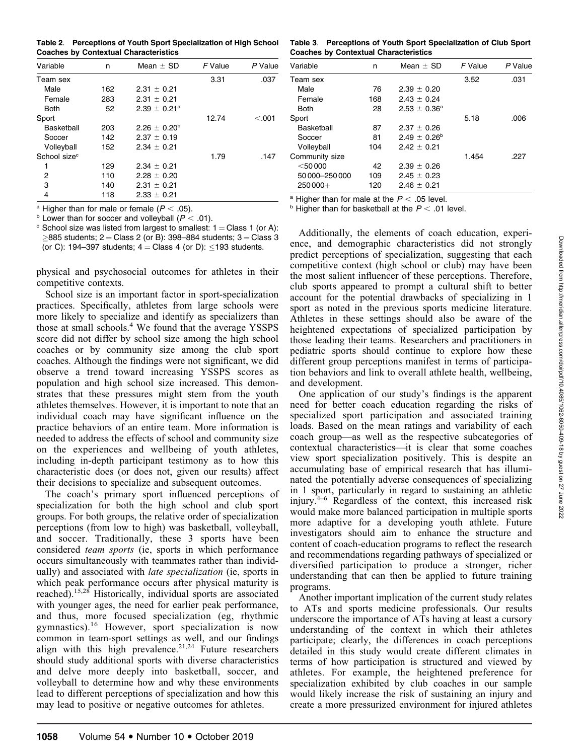**Table 2. Perceptions of Youth Sport Specialization of High School Coaches by Contextual Characteristics**

| Variable | n | Mean ± SD | *F* Value | *P* Value |
|---|---|---|---|---|
| Team sex | | | 3.31 | .037 |
| Male | 162 | 2.31 ± 0.21 | | |
| Female | 283 | 2.31 ± 0.21 | | |
| Both | 52 | 2.39 ± 0.21[a] | | |
| Sport | | | 12.74 | <.001 |
| Basketball | 203 | 2.26 ± 0.20[b] | | |
| Soccer | 142 | 2.37 ± 0.19 | | |
| Volleyball | 152 | 2.34 ± 0.21 | | |
| School size[c] | | | 1.79 | .147 |
| 1 | 129 | 2.34 ± 0.21 | | |
| 2 | 110 | 2.28 ± 0.20 | | |
| 3 | 140 | 2.31 ± 0.21 | | |
| 4 | 118 | 2.33 ± 0.21 | | |

[a] Higher than for male or female ($P < .05$).
[b] Lower than for soccer and volleyball ($P < .01$).
[c] School size was listed from largest to smallest: 1 = Class 1 (or A): ≥885 students; 2 = Class 2 (or B): 398–884 students; 3 = Class 3 (or C): 194–397 students; 4 = Class 4 (or D): ≤193 students.

**Table 3. Perceptions of Youth Sport Specialization of Club Sport Coaches by Contextual Characteristics**

| Variable | n | Mean ± SD | *F* Value | *P* Value |
|---|---|---|---|---|
| Team sex | | | 3.52 | .031 |
| Male | 76 | 2.39 ± 0.20 | | |
| Female | 168 | 2.43 ± 0.24 | | |
| Both | 28 | 2.53 ± 0.36[a] | | |
| Sport | | | 5.18 | .006 |
| Basketball | 87 | 2.37 ± 0.26 | | |
| Soccer | 81 | 2.49 ± 0.26[b] | | |
| Volleyball | 104 | 2.42 ± 0.21 | | |
| Community size | | | 1.454 | .227 |
| <50 000 | 42 | 2.39 ± 0.26 | | |
| 50 000–250 000 | 109 | 2.45 ± 0.23 | | |
| 250 000+ | 120 | 2.46 ± 0.21 | | |

[a] Higher than for male at the $P < .05$ level.
[b] Higher than for basketball at the $P < .01$ level.

physical and psychosocial outcomes for athletes in their competitive contexts.

School size is an important factor in sport-specialization practices. Specifically, athletes from large schools were more likely to specialize and identify as specializers than those at small schools.[4] We found that the average YSSPS score did not differ by school size among the high school coaches or by community size among the club sport coaches. Although the findings were not significant, we did observe a trend toward increasing YSSPS scores as population and high school size increased. This demonstrates that these pressures might stem from the youth athletes themselves. However, it is important to note that an individual coach may have significant influence on the practice behaviors of an entire team. More information is needed to address the effects of school and community size on the experiences and wellbeing of youth athletes, including in-depth participant testimony as to how this characteristic does (or does not, given our results) affect their decisions to specialize and subsequent outcomes.

The coach's primary sport influenced perceptions of specialization for both the high school and club sport groups. For both groups, the relative order of specialization perceptions (from low to high) was basketball, volleyball, and soccer. Traditionally, these 3 sports have been considered *team sports* (ie, sports in which performance occurs simultaneously with teammates rather than individually) and associated with *late specialization* (ie, sports in which peak performance occurs after physical maturity is reached).[15,28] Historically, individual sports are associated with younger ages, the need for earlier peak performance, and thus, more focused specialization (eg, rhythmic gymnastics).[16] However, sport specialization is now common in team-sport settings as well, and our findings align with this high prevalence.[21,24] Future researchers should study additional sports with diverse characteristics and delve more deeply into basketball, soccer, and volleyball to determine how and why these environments lead to different perceptions of specialization and how this may lead to positive or negative outcomes for athletes.

Additionally, the elements of coach education, experience, and demographic characteristics did not strongly predict perceptions of specialization, suggesting that each competitive context (high school or club) may have been the most salient influencer of these perceptions. Therefore, club sports appeared to prompt a cultural shift to better account for the potential drawbacks of specializing in 1 sport as noted in the previous sports medicine literature. Athletes in these settings should also be aware of the heightened expectations of specialized participation by those leading their teams. Researchers and practitioners in pediatric sports should continue to explore how these different group perceptions manifest in terms of participation behaviors and link to overall athlete health, wellbeing, and development.

One application of our study's findings is the apparent need for better coach education regarding the risks of specialized sport participation and associated training loads. Based on the mean ratings and variability of each coach group—as well as the respective subcategories of contextual characteristics—it is clear that some coaches view sport specialization positively. This is despite an accumulating base of empirical research that has illuminated the potentially adverse consequences of specializing in 1 sport, particularly in regard to sustaining an athletic injury.[4–6] Regardless of the context, this increased risk would make more balanced participation in multiple sports more adaptive for a developing youth athlete. Future investigators should aim to enhance the structure and content of coach-education programs to reflect the research and recommendations regarding pathways of specialized or diversified participation to produce a stronger, richer understanding that can then be applied to future training programs.

Another important implication of the current study relates to ATs and sports medicine professionals. Our results underscore the importance of ATs having at least a cursory understanding of the context in which their athletes participate; clearly, the differences in coach perceptions detailed in this study would create different climates in terms of how participation is structured and viewed by athletes. For example, the heightened preference for specialization exhibited by club coaches in our sample would likely increase the risk of sustaining an injury and create a more pressurized environment for injured athletes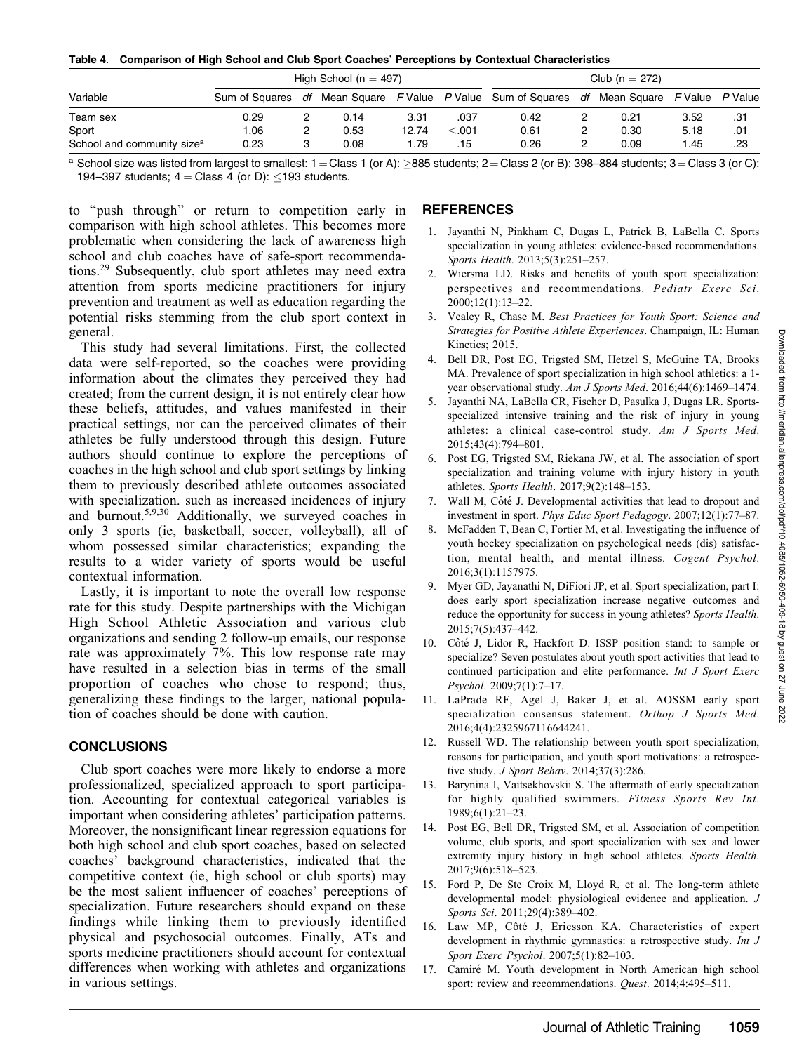**Table 4. Comparison of High School and Club Sport Coaches' Perceptions by Contextual Characteristics**

| Variable | High School (n = 497) | | | | | Club (n = 272) | | | | |
|---|---|---|---|---|---|---|---|---|---|---|
| | Sum of Squares | *df* | Mean Square | *F* Value | *P* Value | Sum of Squares | *df* | Mean Square | *F* Value | *P* Value |
| Team sex | 0.29 | 2 | 0.14 | 3.31 | .037 | 0.42 | 2 | 0.21 | 3.52 | .31 |
| Sport | 1.06 | 2 | 0.53 | 12.74 | <.001 | 0.61 | 2 | 0.30 | 5.18 | .01 |
| School and community size[a] | 0.23 | 3 | 0.08 | 1.79 | .15 | 0.26 | 2 | 0.09 | 1.45 | .23 |

[a] School size was listed from largest to smallest: 1 = Class 1 (or A): ≥885 students; 2 = Class 2 (or B): 398–884 students; 3 = Class 3 (or C): 194–397 students; 4 = Class 4 (or D): ≤193 students.

to "push through" or return to competition early in comparison with high school athletes. This becomes more problematic when considering the lack of awareness high school and club coaches have of safe-sport recommendations.[29] Subsequently, club sport athletes may need extra attention from sports medicine practitioners for injury prevention and treatment as well as education regarding the potential risks stemming from the club sport context in general.

This study had several limitations. First, the collected data were self-reported, so the coaches were providing information about the climates they perceived they had created; from the current design, it is not entirely clear how these beliefs, attitudes, and values manifested in their practical settings, nor can the perceived climates of their athletes be fully understood through this design. Future authors should continue to explore the perceptions of coaches in the high school and club sport settings by linking them to previously described athlete outcomes associated with specialization. such as increased incidences of injury and burnout.[5,9,30] Additionally, we surveyed coaches in only 3 sports (ie, basketball, soccer, volleyball), all of whom possessed similar characteristics; expanding the results to a wider variety of sports would be useful contextual information.

Lastly, it is important to note the overall low response rate for this study. Despite partnerships with the Michigan High School Athletic Association and various club organizations and sending 2 follow-up emails, our response rate was approximately 7%. This low response rate may have resulted in a selection bias in terms of the small proportion of coaches who chose to respond; thus, generalizing these findings to the larger, national population of coaches should be done with caution.

## CONCLUSIONS

Club sport coaches were more likely to endorse a more professionalized, specialized approach to sport participation. Accounting for contextual categorical variables is important when considering athletes' participation patterns. Moreover, the nonsignificant linear regression equations for both high school and club sport coaches, based on selected coaches' background characteristics, indicated that the competitive context (ie, high school or club sports) may be the most salient influencer of coaches' perceptions of specialization. Future researchers should expand on these findings while linking them to previously identified physical and psychosocial outcomes. Finally, ATs and sports medicine practitioners should account for contextual differences when working with athletes and organizations in various settings.

## REFERENCES

1. Jayanthi N, Pinkham C, Dugas L, Patrick B, LaBella C. Sports specialization in young athletes: evidence-based recommendations. *Sports Health*. 2013;5(3):251–257.
2. Wiersma LD. Risks and benefits of youth sport specialization: perspectives and recommendations. *Pediatr Exerc Sci*. 2000;12(1):13–22.
3. Vealey R, Chase M. *Best Practices for Youth Sport: Science and Strategies for Positive Athlete Experiences*. Champaign, IL: Human Kinetics; 2015.
4. Bell DR, Post EG, Trigsted SM, Hetzel S, McGuine TA, Brooks MA. Prevalence of sport specialization in high school athletics: a 1-year observational study. *Am J Sports Med*. 2016;44(6):1469–1474.
5. Jayanthi NA, LaBella CR, Fischer D, Pasulka J, Dugas LR. Sports-specialized intensive training and the risk of injury in young athletes: a clinical case-control study. *Am J Sports Med*. 2015;43(4):794–801.
6. Post EG, Trigsted SM, Riekana JW, et al. The association of sport specialization and training volume with injury history in youth athletes. *Sports Health*. 2017;9(2):148–153.
7. Wall M, Côté J. Developmental activities that lead to dropout and investment in sport. *Phys Educ Sport Pedagogy*. 2007;12(1):77–87.
8. McFadden T, Bean C, Fortier M, et al. Investigating the influence of youth hockey specialization on psychological needs (dis) satisfaction, mental health, and mental illness. *Cogent Psychol*. 2016;3(1):1157975.
9. Myer GD, Jayanathi N, DiFiori JP, et al. Sport specialization, part I: does early sport specialization increase negative outcomes and reduce the opportunity for success in young athletes? *Sports Health*. 2015;7(5):437–442.
10. Côté J, Lidor R, Hackfort D. ISSP position stand: to sample or specialize? Seven postulates about youth sport activities that lead to continued participation and elite performance. *Int J Sport Exerc Psychol*. 2009;7(1):7–17.
11. LaPrade RF, Agel J, Baker J, et al. AOSSM early sport specialization consensus statement. *Orthop J Sports Med*. 2016;4(4):2325967116644241.
12. Russell WD. The relationship between youth sport specialization, reasons for participation, and youth sport motivations: a retrospective study. *J Sport Behav*. 2014;37(3):286.
13. Barynina I, Vaitsekhovskii S. The aftermath of early specialization for highly qualified swimmers. *Fitness Sports Rev Int*. 1989;6(1):21–23.
14. Post EG, Bell DR, Trigsted SM, et al. Association of competition volume, club sports, and sport specialization with sex and lower extremity injury history in high school athletes. *Sports Health*. 2017;9(6):518–523.
15. Ford P, De Ste Croix M, Lloyd R, et al. The long-term athlete developmental model: physiological evidence and application. *J Sports Sci*. 2011;29(4):389–402.
16. Law MP, Côté J, Ericsson KA. Characteristics of expert development in rhythmic gymnastics: a retrospective study. *Int J Sport Exerc Psychol*. 2007;5(1):82–103.
17. Camiré M. Youth development in North American high school sport: review and recommendations. *Quest*. 2014;4:495–511.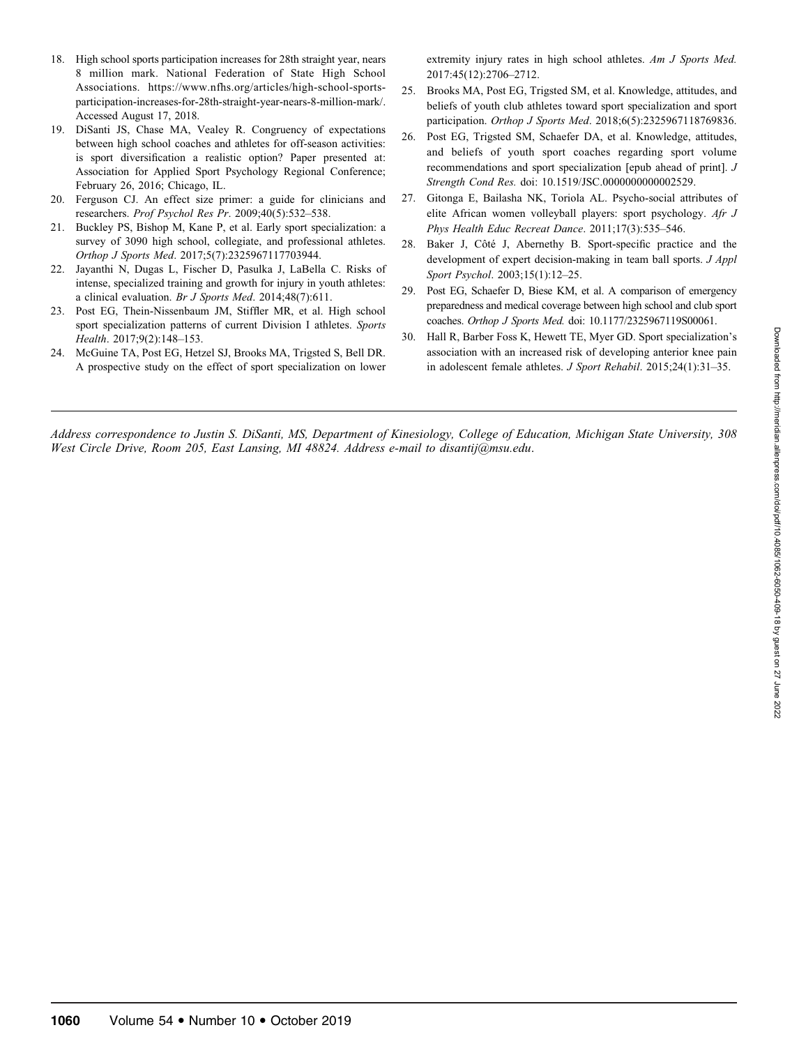18. High school sports participation increases for 28th straight year, nears 8 million mark. National Federation of State High School Associations. https://www.nfhs.org/articles/high-school-sports-participation-increases-for-28th-straight-year-nears-8-million-mark/. Accessed August 17, 2018.
19. DiSanti JS, Chase MA, Vealey R. Congruency of expectations between high school coaches and athletes for off-season activities: is sport diversification a realistic option? Paper presented at: Association for Applied Sport Psychology Regional Conference; February 26, 2016; Chicago, IL.
20. Ferguson CJ. An effect size primer: a guide for clinicians and researchers. *Prof Psychol Res Pr*. 2009;40(5):532–538.
21. Buckley PS, Bishop M, Kane P, et al. Early sport specialization: a survey of 3090 high school, collegiate, and professional athletes. *Orthop J Sports Med*. 2017;5(7):2325967117703944.
22. Jayanthi N, Dugas L, Fischer D, Pasulka J, LaBella C. Risks of intense, specialized training and growth for injury in youth athletes: a clinical evaluation. *Br J Sports Med*. 2014;48(7):611.
23. Post EG, Thein-Nissenbaum JM, Stiffler MR, et al. High school sport specialization patterns of current Division I athletes. *Sports Health*. 2017;9(2):148–153.
24. McGuine TA, Post EG, Hetzel SJ, Brooks MA, Trigsted S, Bell DR. A prospective study on the effect of sport specialization on lower extremity injury rates in high school athletes. *Am J Sports Med.* 2017:45(12):2706–2712.
25. Brooks MA, Post EG, Trigsted SM, et al. Knowledge, attitudes, and beliefs of youth club athletes toward sport specialization and sport participation. *Orthop J Sports Med*. 2018;6(5):2325967118769836.
26. Post EG, Trigsted SM, Schaefer DA, et al. Knowledge, attitudes, and beliefs of youth sport coaches regarding sport volume recommendations and sport specialization [epub ahead of print]. *J Strength Cond Res.* doi: 10.1519/JSC.0000000000002529.
27. Gitonga E, Bailasha NK, Toriola AL. Psycho-social attributes of elite African women volleyball players: sport psychology. *Afr J Phys Health Educ Recreat Dance*. 2011;17(3):535–546.
28. Baker J, Côté J, Abernethy B. Sport-specific practice and the development of expert decision-making in team ball sports. *J Appl Sport Psychol*. 2003;15(1):12–25.
29. Post EG, Schaefer D, Biese KM, et al. A comparison of emergency preparedness and medical coverage between high school and club sport coaches. *Orthop J Sports Med.* doi: 10.1177/2325967119S00061.
30. Hall R, Barber Foss K, Hewett TE, Myer GD. Sport specialization's association with an increased risk of developing anterior knee pain in adolescent female athletes. *J Sport Rehabil*. 2015;24(1):31–35.

*Address correspondence to Justin S. DiSanti, MS, Department of Kinesiology, College of Education, Michigan State University, 308 West Circle Drive, Room 205, East Lansing, MI 48824. Address e-mail to disantij@msu.edu.*